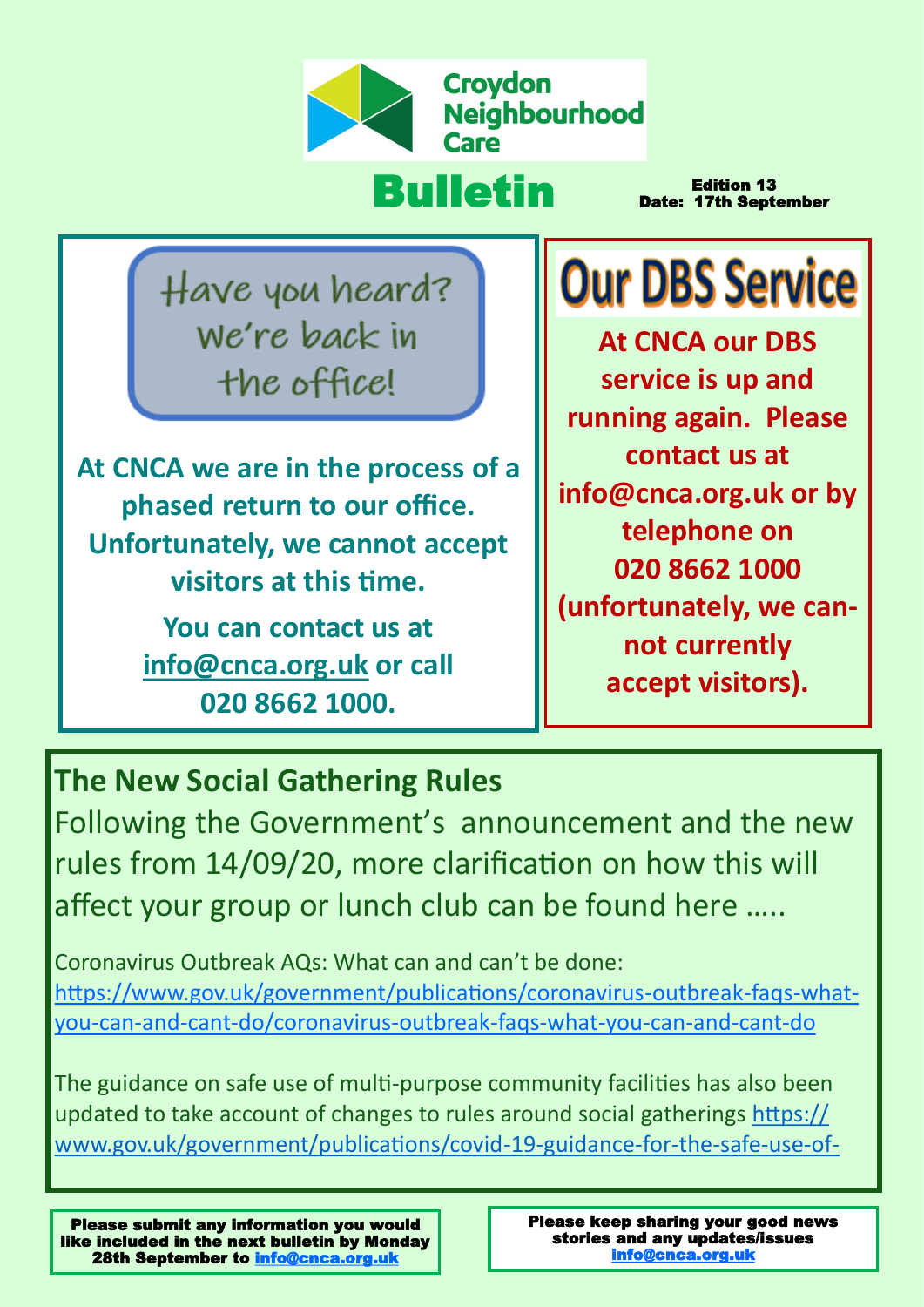# Croydon Neighbourhood Care

# Bulletin

Edition 13
Date: 17th September

## Have you heard? We're back in the office!

**At CNCA we are in the process of a phased return to our office. Unfortunately, we cannot accept visitors at this time.**

**You can contact us at info@cnca.org.uk or call 020 8662 1000.**

## Our DBS Service

**At CNCA our DBS service is up and running again. Please contact us at info@cnca.org.uk or by telephone on 020 8662 1000 (unfortunately, we cannot currently accept visitors).**

## The New Social Gathering Rules

Following the Government's announcement and the new rules from 14/09/20, more clarification on how this will affect your group or lunch club can be found here …..

Coronavirus Outbreak AQs: What can and can't be done: https://www.gov.uk/government/publications/coronavirus-outbreak-faqs-what-you-can-and-cant-do/coronavirus-outbreak-faqs-what-you-can-and-cant-do

The guidance on safe use of multi-purpose community facilities has also been updated to take account of changes to rules around social gatherings https://www.gov.uk/government/publications/covid-19-guidance-for-the-safe-use-of-

**Please submit any information you would like included in the next bulletin by Monday 28th September to info@cnca.org.uk**

**Please keep sharing your good news stories and any updates/issues info@cnca.org.uk**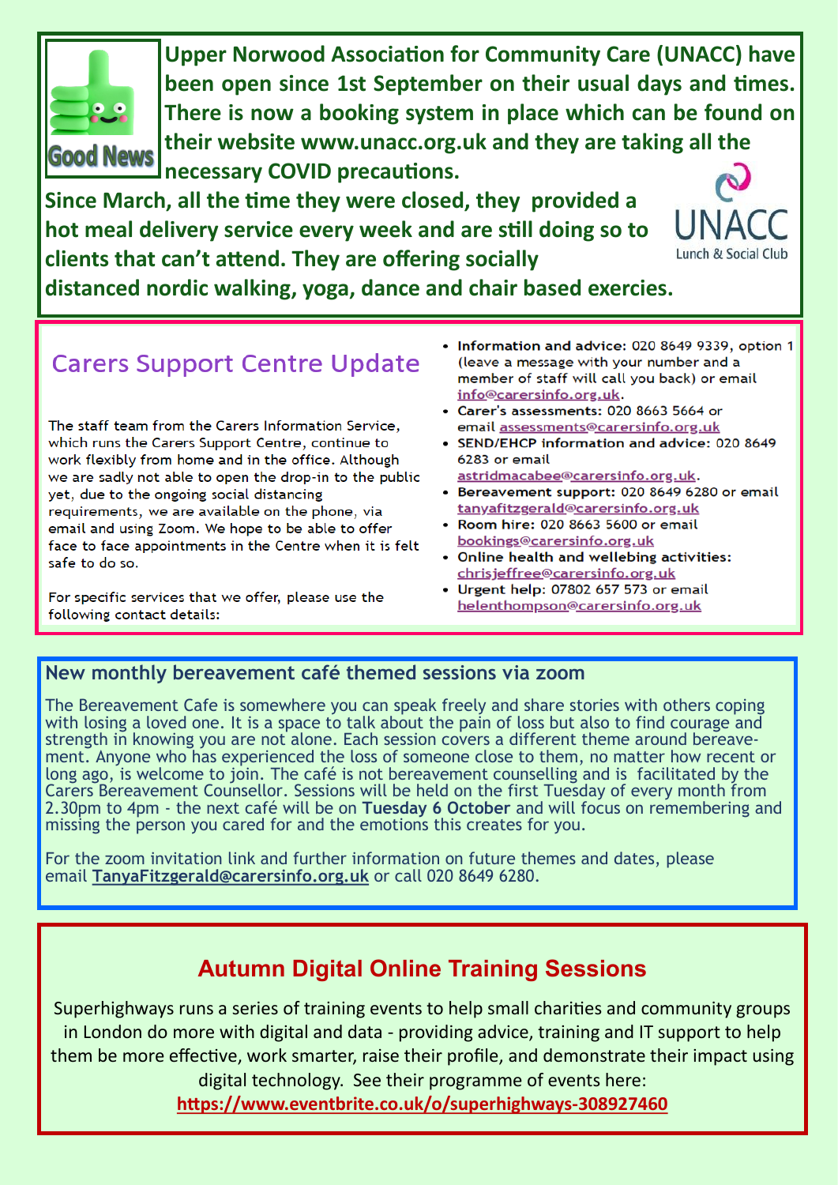Good News

**Upper Norwood Association for Community Care (UNACC) have been open since 1st September on their usual days and times. There is now a booking system in place which can be found on their website www.unacc.org.uk and they are taking all the necessary COVID precautions.**

UNACC Lunch & Social Club

**Since March, all the time they were closed, they provided a hot meal delivery service every week and are still doing so to clients that can't attend. They are offering socially distanced nordic walking, yoga, dance and chair based exercies.**

## Carers Support Centre Update

The staff team from the Carers Information Service, which runs the Carers Support Centre, continue to work flexibly from home and in the office. Although we are sadly not able to open the drop-in to the public yet, due to the ongoing social distancing requirements, we are available on the phone, via email and using Zoom. We hope to be able to offer face to face appointments in the Centre when it is felt safe to do so.

For specific services that we offer, please use the following contact details:

- **Information and advice:** 020 8649 9339, option 1 (leave a message with your number and a member of staff will call you back) or email info@carersinfo.org.uk.
- **Carer's assessments:** 020 8663 5664 or email assessments@carersinfo.org.uk
- **SEND/EHCP information and advice:** 020 8649 6283 or email astridmacabee@carersinfo.org.uk.
- **Bereavement support:** 020 8649 6280 or email tanyafitzgerald@carersinfo.org.uk
- **Room hire:** 020 8663 5600 or email bookings@carersinfo.org.uk
- **Online health and wellbeing activities:** chrisjeffree@carersinfo.org.uk
- **Urgent help:** 07802 657 573 or email helenthompson@carersinfo.org.uk

## New monthly bereavement café themed sessions via zoom

The Bereavement Cafe is somewhere you can speak freely and share stories with others coping with losing a loved one. It is a space to talk about the pain of loss but also to find courage and strength in knowing you are not alone. Each session covers a different theme around bereavement. Anyone who has experienced the loss of someone close to them, no matter how recent or long ago, is welcome to join. The café is not bereavement counselling and is facilitated by the Carers Bereavement Counsellor. Sessions will be held on the first Tuesday of every month from 2.30pm to 4pm - the next café will be on **Tuesday 6 October** and will focus on remembering and missing the person you cared for and the emotions this creates for you.

For the zoom invitation link and further information on future themes and dates, please email **TanyaFitzgerald@carersinfo.org.uk** or call 020 8649 6280.

## Autumn Digital Online Training Sessions

Superhighways runs a series of training events to help small charities and community groups in London do more with digital and data - providing advice, training and IT support to help them be more effective, work smarter, raise their profile, and demonstrate their impact using digital technology. See their programme of events here:

**https://www.eventbrite.co.uk/o/superhighways-308927460**